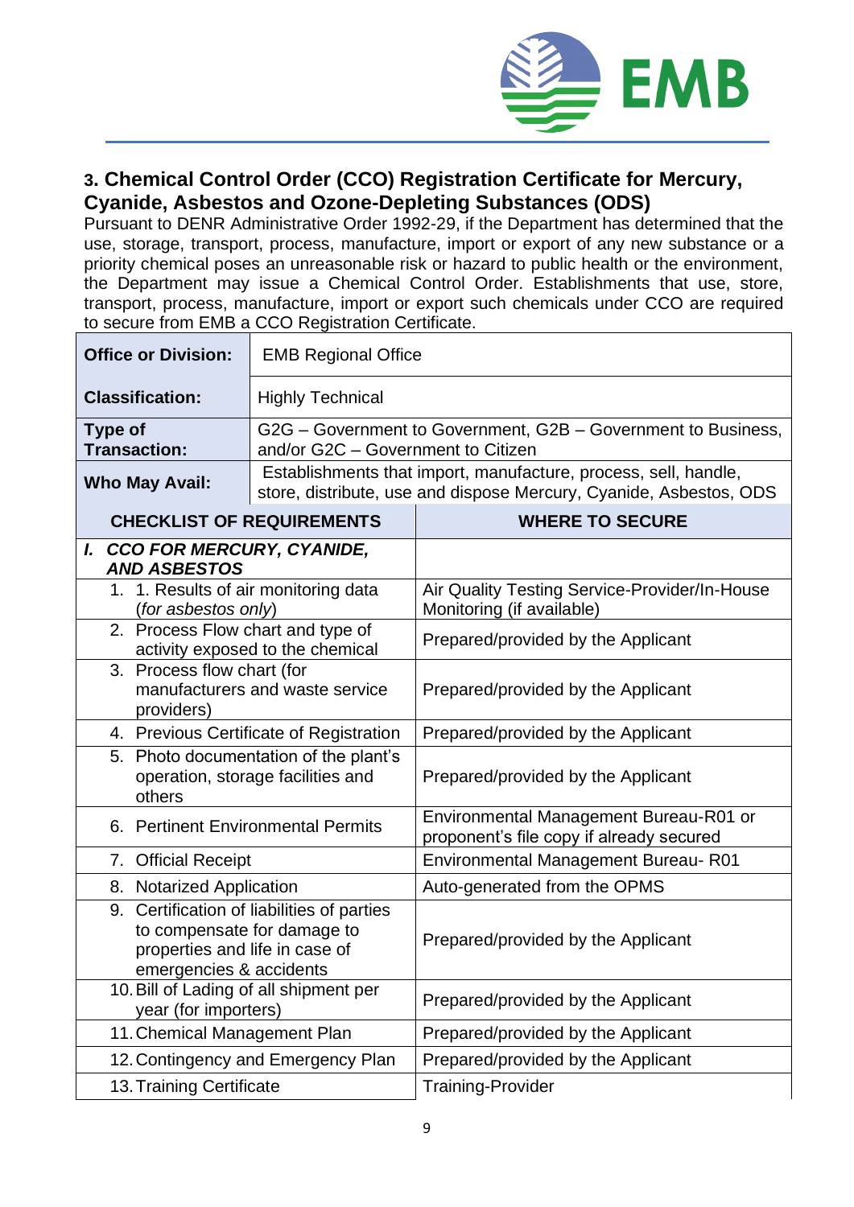### 3. Chemical Control Order (CCO) Registration Certificate for Mercury, Cyanide, Asbestos and Ozone-Depleting Substances (ODS)

Pursuant to DENR Administrative Order 1992-29, if the Department has determined that the use, storage, transport, process, manufacture, import or export of any new substance or a priority chemical poses an unreasonable risk or hazard to public health or the environment, the Department may issue a Chemical Control Order. Establishments that use, store, transport, process, manufacture, import or export such chemicals under CCO are required to secure from EMB a CCO Registration Certificate.

| **Office or Division:** | EMB Regional Office |
|---|---|
| **Classification:** | Highly Technical |
| **Type of Transaction:** | G2G – Government to Government, G2B – Government to Business, and/or G2C – Government to Citizen |
| **Who May Avail:** | Establishments that import, manufacture, process, sell, handle, store, distribute, use and dispose Mercury, Cyanide, Asbestos, ODS |

| CHECKLIST OF REQUIREMENTS | WHERE TO SECURE |
|---|---|
| ***I. CCO FOR MERCURY, CYANIDE, AND ASBESTOS*** | |
| 1. 1. Results of air monitoring data (*for asbestos only*) | Air Quality Testing Service-Provider/In-House Monitoring (if available) |
| 2. Process Flow chart and type of activity exposed to the chemical | Prepared/provided by the Applicant |
| 3. Process flow chart (for manufacturers and waste service providers) | Prepared/provided by the Applicant |
| 4. Previous Certificate of Registration | Prepared/provided by the Applicant |
| 5. Photo documentation of the plant's operation, storage facilities and others | Prepared/provided by the Applicant |
| 6. Pertinent Environmental Permits | Environmental Management Bureau-R01 or proponent's file copy if already secured |
| 7. Official Receipt | Environmental Management Bureau- R01 |
| 8. Notarized Application | Auto-generated from the OPMS |
| 9. Certification of liabilities of parties to compensate for damage to properties and life in case of emergencies & accidents | Prepared/provided by the Applicant |
| 10. Bill of Lading of all shipment per year (for importers) | Prepared/provided by the Applicant |
| 11. Chemical Management Plan | Prepared/provided by the Applicant |
| 12. Contingency and Emergency Plan | Prepared/provided by the Applicant |
| 13. Training Certificate | Training-Provider |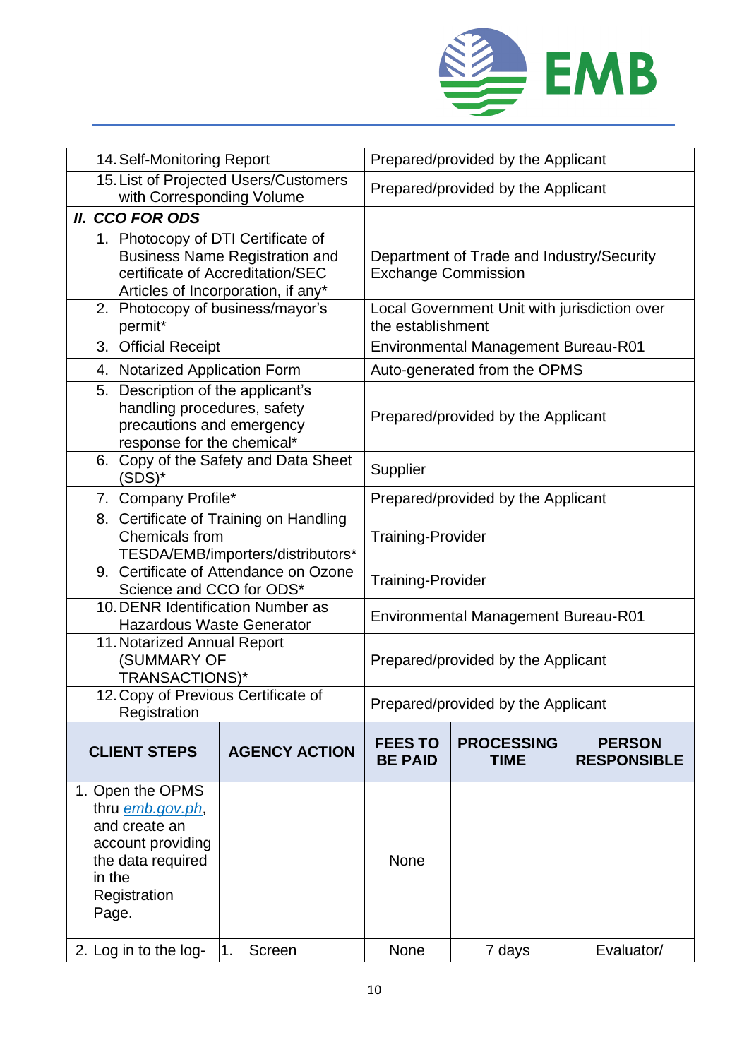| | |
|---|---|
| 14. Self-Monitoring Report | Prepared/provided by the Applicant |
| 15. List of Projected Users/Customers with Corresponding Volume | Prepared/provided by the Applicant |
| ***II. CCO FOR ODS*** | |
| 1. Photocopy of DTI Certificate of Business Name Registration and certificate of Accreditation/SEC Articles of Incorporation, if any* | Department of Trade and Industry/Security Exchange Commission |
| 2. Photocopy of business/mayor's permit* | Local Government Unit with jurisdiction over the establishment |
| 3. Official Receipt | Environmental Management Bureau-R01 |
| 4. Notarized Application Form | Auto-generated from the OPMS |
| 5. Description of the applicant's handling procedures, safety precautions and emergency response for the chemical* | Prepared/provided by the Applicant |
| 6. Copy of the Safety and Data Sheet (SDS)* | Supplier |
| 7. Company Profile* | Prepared/provided by the Applicant |
| 8. Certificate of Training on Handling Chemicals from TESDA/EMB/importers/distributors* | Training-Provider |
| 9. Certificate of Attendance on Ozone Science and CCO for ODS* | Training-Provider |
| 10. DENR Identification Number as Hazardous Waste Generator | Environmental Management Bureau-R01 |
| 11. Notarized Annual Report (SUMMARY OF TRANSACTIONS)* | Prepared/provided by the Applicant |
| 12. Copy of Previous Certificate of Registration | Prepared/provided by the Applicant |

| CLIENT STEPS | AGENCY ACTION | FEES TO BE PAID | PROCESSING TIME | PERSON RESPONSIBLE |
|---|---|---|---|---|
| 1. Open the OPMS thru *emb.gov.ph*, and create an account providing the data required in the Registration Page. | | None | | |
| 2. Log in to the log- | 1. Screen | None | 7 days | Evaluator/ |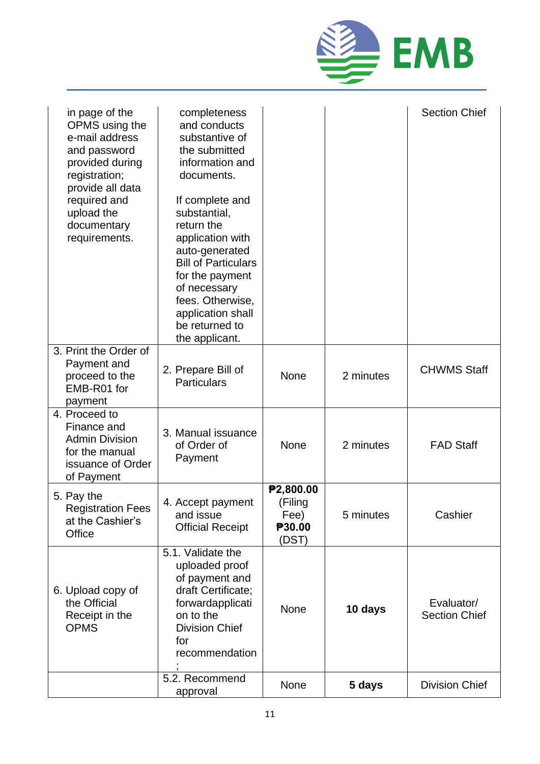| | | | | |
|---|---|---|---|---|
| in page of the OPMS using the e-mail address and password provided during registration; provide all data required and upload the documentary requirements. | completeness and conducts substantive of the submitted information and documents.<br><br>If complete and substantial, return the application with auto-generated Bill of Particulars for the payment of necessary fees. Otherwise, application shall be returned to the applicant. | | | Section Chief |
| 3. Print the Order of Payment and proceed to the EMB-R01 for payment | 2. Prepare Bill of Particulars | None | 2 minutes | CHWMS Staff |
| 4. Proceed to Finance and Admin Division for the manual issuance of Order of Payment | 3. Manual issuance of Order of Payment | None | 2 minutes | FAD Staff |
| 5. Pay the Registration Fees at the Cashier's Office | 4. Accept payment and issue Official Receipt | **₱2,800.00** (Filing Fee) **₱30.00** (DST) | 5 minutes | Cashier |
| 6. Upload copy of the Official Receipt in the OPMS | 5.1. Validate the uploaded proof of payment and draft Certificate; forwardapplication to the Division Chief for recommendation; | None | **10 days** | Evaluator/ Section Chief |
| | 5.2. Recommend approval | None | **5 days** | Division Chief |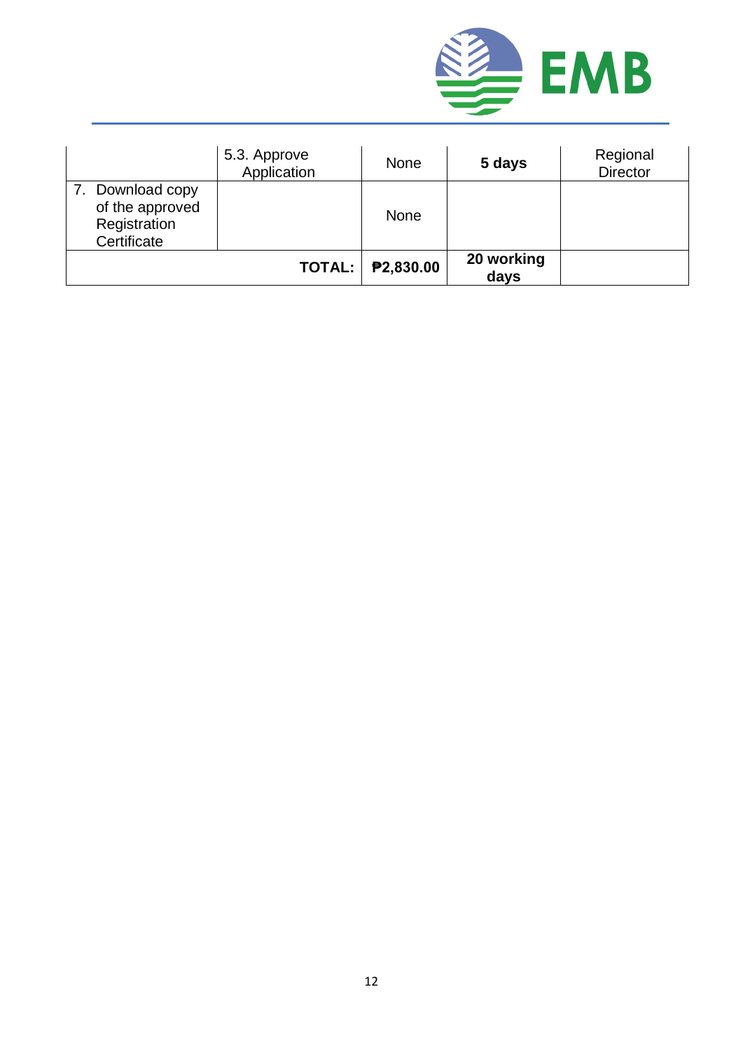| | | | | |
|---|---|---|---|---|
| | 5.3. Approve Application | None | **5 days** | Regional Director |
| 7. Download copy of the approved Registration Certificate | | None | | |
| | **TOTAL:** | **₱2,830.00** | **20 working days** | |